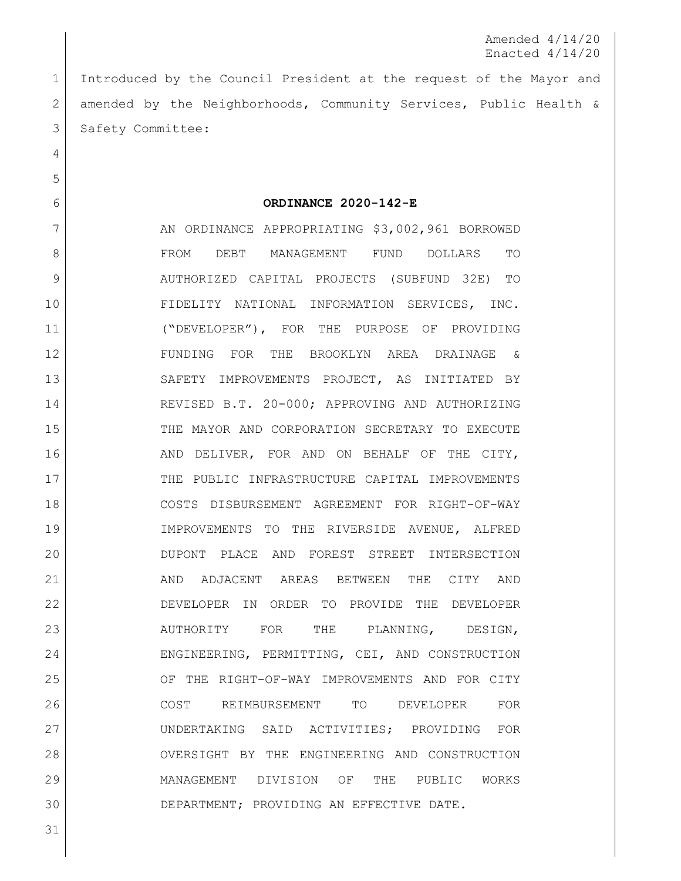Amended 4/14/20
Enacted 4/14/20

Introduced by the Council President at the request of the Mayor and amended by the Neighborhoods, Community Services, Public Health & Safety Committee:

**ORDINANCE 2020-142-E**

AN ORDINANCE APPROPRIATING $3,002,961 BORROWED FROM DEBT MANAGEMENT FUND DOLLARS TO AUTHORIZED CAPITAL PROJECTS (SUBFUND 32E) TO FIDELITY NATIONAL INFORMATION SERVICES, INC. ("DEVELOPER"), FOR THE PURPOSE OF PROVIDING FUNDING FOR THE BROOKLYN AREA DRAINAGE & SAFETY IMPROVEMENTS PROJECT, AS INITIATED BY REVISED B.T. 20-000; APPROVING AND AUTHORIZING THE MAYOR AND CORPORATION SECRETARY TO EXECUTE AND DELIVER, FOR AND ON BEHALF OF THE CITY, THE PUBLIC INFRASTRUCTURE CAPITAL IMPROVEMENTS COSTS DISBURSEMENT AGREEMENT FOR RIGHT-OF-WAY IMPROVEMENTS TO THE RIVERSIDE AVENUE, ALFRED DUPONT PLACE AND FOREST STREET INTERSECTION AND ADJACENT AREAS BETWEEN THE CITY AND DEVELOPER IN ORDER TO PROVIDE THE DEVELOPER AUTHORITY FOR THE PLANNING, DESIGN, ENGINEERING, PERMITTING, CEI, AND CONSTRUCTION OF THE RIGHT-OF-WAY IMPROVEMENTS AND FOR CITY COST REIMBURSEMENT TO DEVELOPER FOR UNDERTAKING SAID ACTIVITIES; PROVIDING FOR OVERSIGHT BY THE ENGINEERING AND CONSTRUCTION MANAGEMENT DIVISION OF THE PUBLIC WORKS DEPARTMENT; PROVIDING AN EFFECTIVE DATE.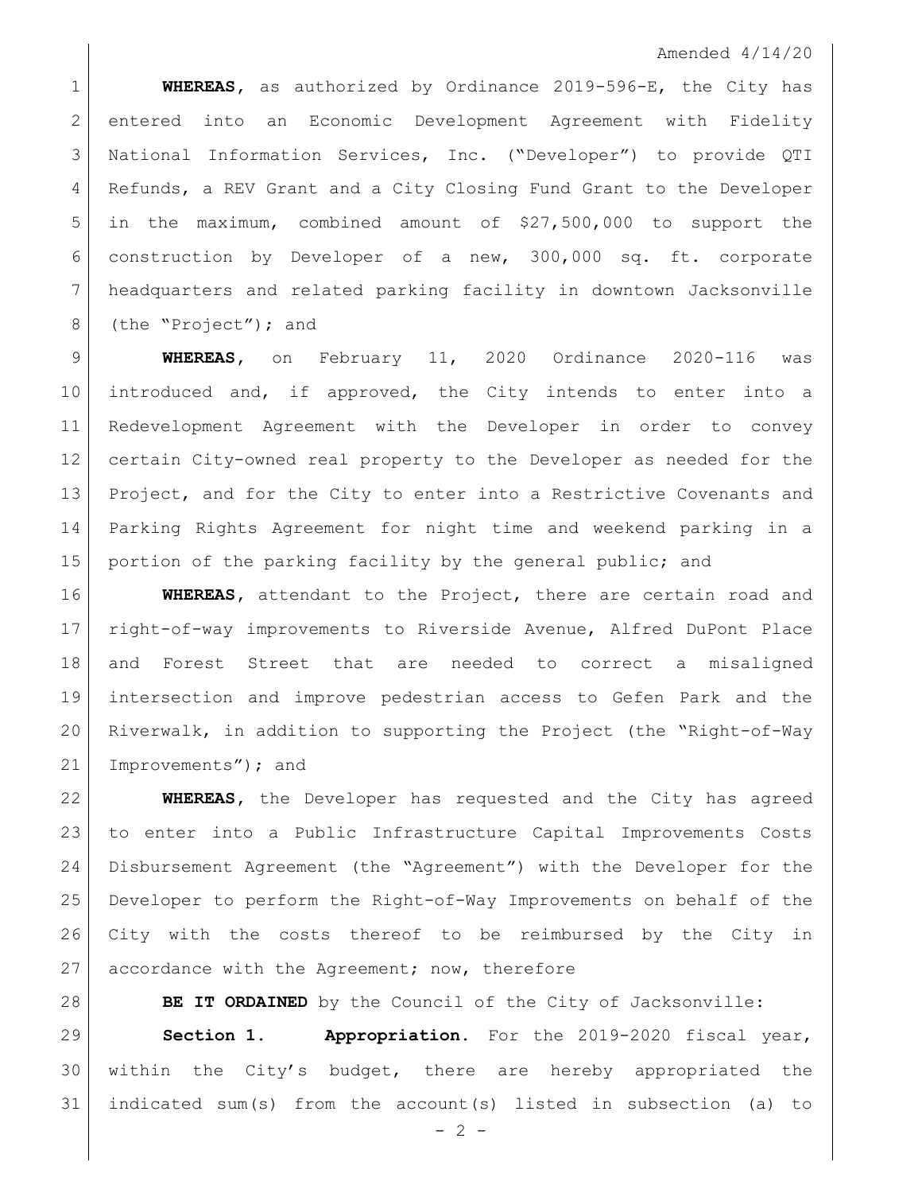Amended 4/14/20

**WHEREAS**, as authorized by Ordinance 2019-596-E, the City has entered into an Economic Development Agreement with Fidelity National Information Services, Inc. ("Developer") to provide QTI Refunds, a REV Grant and a City Closing Fund Grant to the Developer in the maximum, combined amount of $27,500,000 to support the construction by Developer of a new, 300,000 sq. ft. corporate headquarters and related parking facility in downtown Jacksonville (the "Project"); and

**WHEREAS**, on February 11, 2020 Ordinance 2020-116 was introduced and, if approved, the City intends to enter into a Redevelopment Agreement with the Developer in order to convey certain City-owned real property to the Developer as needed for the Project, and for the City to enter into a Restrictive Covenants and Parking Rights Agreement for night time and weekend parking in a portion of the parking facility by the general public; and

**WHEREAS**, attendant to the Project, there are certain road and right-of-way improvements to Riverside Avenue, Alfred DuPont Place and Forest Street that are needed to correct a misaligned intersection and improve pedestrian access to Gefen Park and the Riverwalk, in addition to supporting the Project (the "Right-of-Way Improvements"); and

**WHEREAS**, the Developer has requested and the City has agreed to enter into a Public Infrastructure Capital Improvements Costs Disbursement Agreement (the "Agreement") with the Developer for the Developer to perform the Right-of-Way Improvements on behalf of the City with the costs thereof to be reimbursed by the City in accordance with the Agreement; now, therefore

**BE IT ORDAINED** by the Council of the City of Jacksonville:

**Section 1. Appropriation.** For the 2019-2020 fiscal year, within the City's budget, there are hereby appropriated the indicated sum(s) from the account(s) listed in subsection (a) to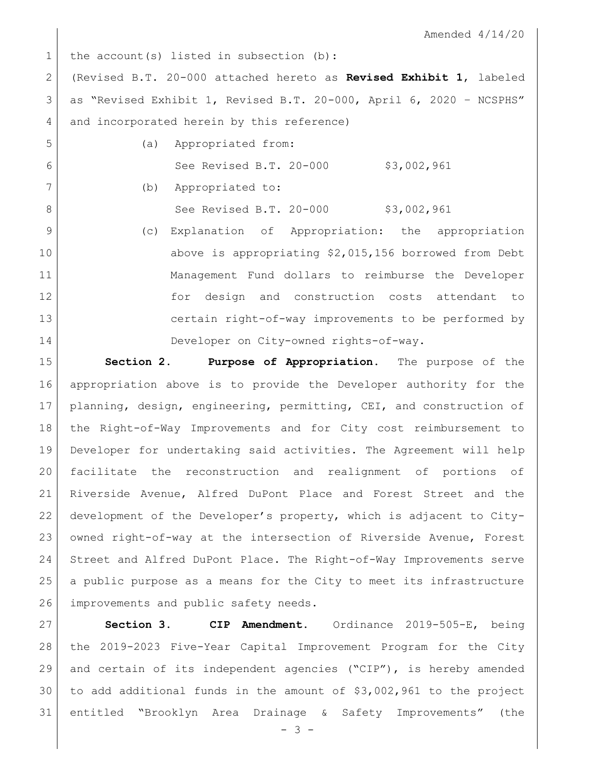the account(s) listed in subsection (b):

(Revised B.T. 20-000 attached hereto as **Revised Exhibit 1**, labeled as "Revised Exhibit 1, Revised B.T. 20-000, April 6, 2020 – NCSPHS" and incorporated herein by this reference)

(a) Appropriated from:

See Revised B.T. 20-000 $3,002,961

(b) Appropriated to:

See Revised B.T. 20-000 $3,002,961

(c) Explanation of Appropriation: the appropriation above is appropriating $2,015,156 borrowed from Debt Management Fund dollars to reimburse the Developer for design and construction costs attendant to certain right-of-way improvements to be performed by Developer on City-owned rights-of-way.

**Section 2. Purpose of Appropriation.** The purpose of the appropriation above is to provide the Developer authority for the planning, design, engineering, permitting, CEI, and construction of the Right-of-Way Improvements and for City cost reimbursement to Developer for undertaking said activities. The Agreement will help facilitate the reconstruction and realignment of portions of Riverside Avenue, Alfred DuPont Place and Forest Street and the development of the Developer's property, which is adjacent to City-owned right-of-way at the intersection of Riverside Avenue, Forest Street and Alfred DuPont Place. The Right-of-Way Improvements serve a public purpose as a means for the City to meet its infrastructure improvements and public safety needs.

**Section 3. CIP Amendment.** Ordinance 2019-505-E, being the 2019-2023 Five-Year Capital Improvement Program for the City and certain of its independent agencies ("CIP"), is hereby amended to add additional funds in the amount of $3,002,961 to the project entitled "Brooklyn Area Drainage & Safety Improvements" (the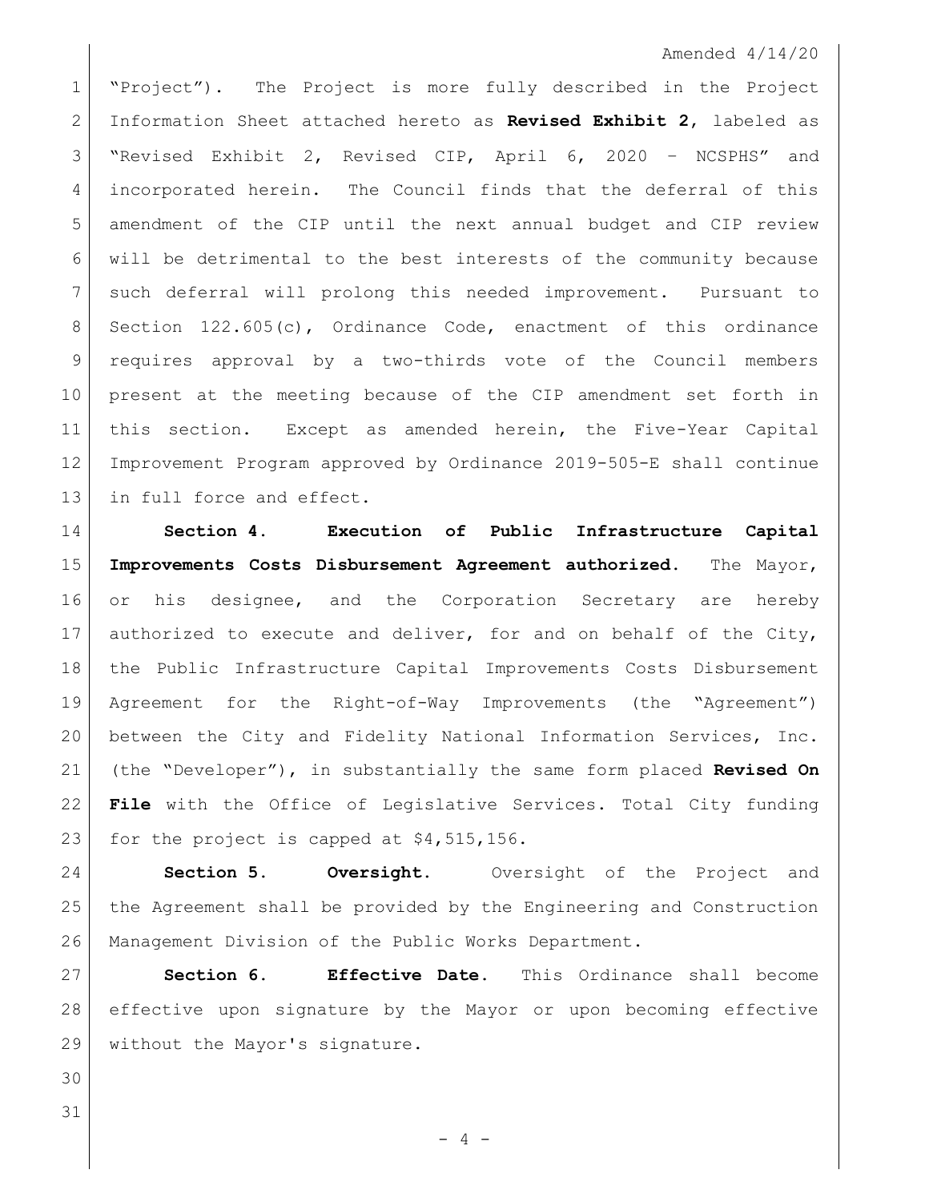Amended 4/14/20

"Project"). The Project is more fully described in the Project Information Sheet attached hereto as **Revised Exhibit 2**, labeled as "Revised Exhibit 2, Revised CIP, April 6, 2020 – NCSPHS" and incorporated herein. The Council finds that the deferral of this amendment of the CIP until the next annual budget and CIP review will be detrimental to the best interests of the community because such deferral will prolong this needed improvement. Pursuant to Section 122.605(c), Ordinance Code, enactment of this ordinance requires approval by a two-thirds vote of the Council members present at the meeting because of the CIP amendment set forth in this section. Except as amended herein, the Five-Year Capital Improvement Program approved by Ordinance 2019-505-E shall continue in full force and effect.

**Section 4. Execution of Public Infrastructure Capital Improvements Costs Disbursement Agreement authorized.** The Mayor, or his designee, and the Corporation Secretary are hereby authorized to execute and deliver, for and on behalf of the City, the Public Infrastructure Capital Improvements Costs Disbursement Agreement for the Right-of-Way Improvements (the "Agreement") between the City and Fidelity National Information Services, Inc. (the "Developer"), in substantially the same form placed **Revised On File** with the Office of Legislative Services. Total City funding for the project is capped at $4,515,156.

**Section 5. Oversight.** Oversight of the Project and the Agreement shall be provided by the Engineering and Construction Management Division of the Public Works Department.

**Section 6. Effective Date.** This Ordinance shall become effective upon signature by the Mayor or upon becoming effective without the Mayor's signature.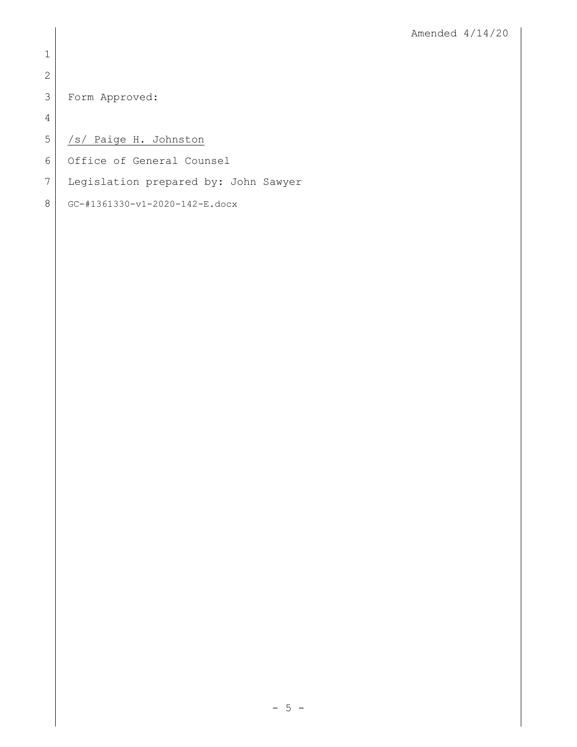Amended 4/14/20

Form Approved:

/s/ Paige H. Johnston

Office of General Counsel

Legislation prepared by: John Sawyer

GC-#1361330-v1-2020-142-E.docx